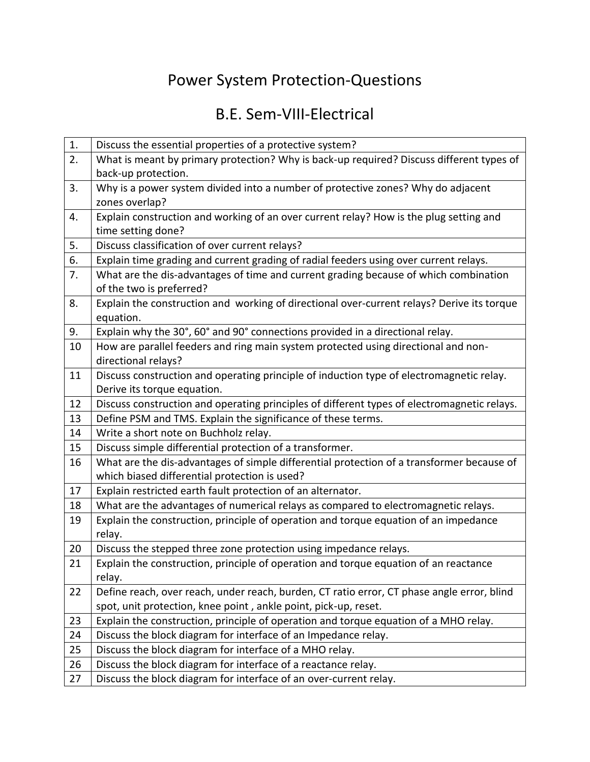# Power System Protection-Questions

## B.E. Sem-VIII-Electrical

| | |
|---|---|
| 1. | Discuss the essential properties of a protective system? |
| 2. | What is meant by primary protection? Why is back-up required? Discuss different types of back-up protection. |
| 3. | Why is a power system divided into a number of protective zones? Why do adjacent zones overlap? |
| 4. | Explain construction and working of an over current relay? How is the plug setting and time setting done? |
| 5. | Discuss classification of over current relays? |
| 6. | Explain time grading and current grading of radial feeders using over current relays. |
| 7. | What are the dis-advantages of time and current grading because of which combination of the two is preferred? |
| 8. | Explain the construction and working of directional over-current relays? Derive its torque equation. |
| 9. | Explain why the 30°, 60° and 90° connections provided in a directional relay. |
| 10 | How are parallel feeders and ring main system protected using directional and non-directional relays? |
| 11 | Discuss construction and operating principle of induction type of electromagnetic relay. Derive its torque equation. |
| 12 | Discuss construction and operating principles of different types of electromagnetic relays. |
| 13 | Define PSM and TMS. Explain the significance of these terms. |
| 14 | Write a short note on Buchholz relay. |
| 15 | Discuss simple differential protection of a transformer. |
| 16 | What are the dis-advantages of simple differential protection of a transformer because of which biased differential protection is used? |
| 17 | Explain restricted earth fault protection of an alternator. |
| 18 | What are the advantages of numerical relays as compared to electromagnetic relays. |
| 19 | Explain the construction, principle of operation and torque equation of an impedance relay. |
| 20 | Discuss the stepped three zone protection using impedance relays. |
| 21 | Explain the construction, principle of operation and torque equation of an reactance relay. |
| 22 | Define reach, over reach, under reach, burden, CT ratio error, CT phase angle error, blind spot, unit protection, knee point , ankle point, pick-up, reset. |
| 23 | Explain the construction, principle of operation and torque equation of a MHO relay. |
| 24 | Discuss the block diagram for interface of an Impedance relay. |
| 25 | Discuss the block diagram for interface of a MHO relay. |
| 26 | Discuss the block diagram for interface of a reactance relay. |
| 27 | Discuss the block diagram for interface of an over-current relay. |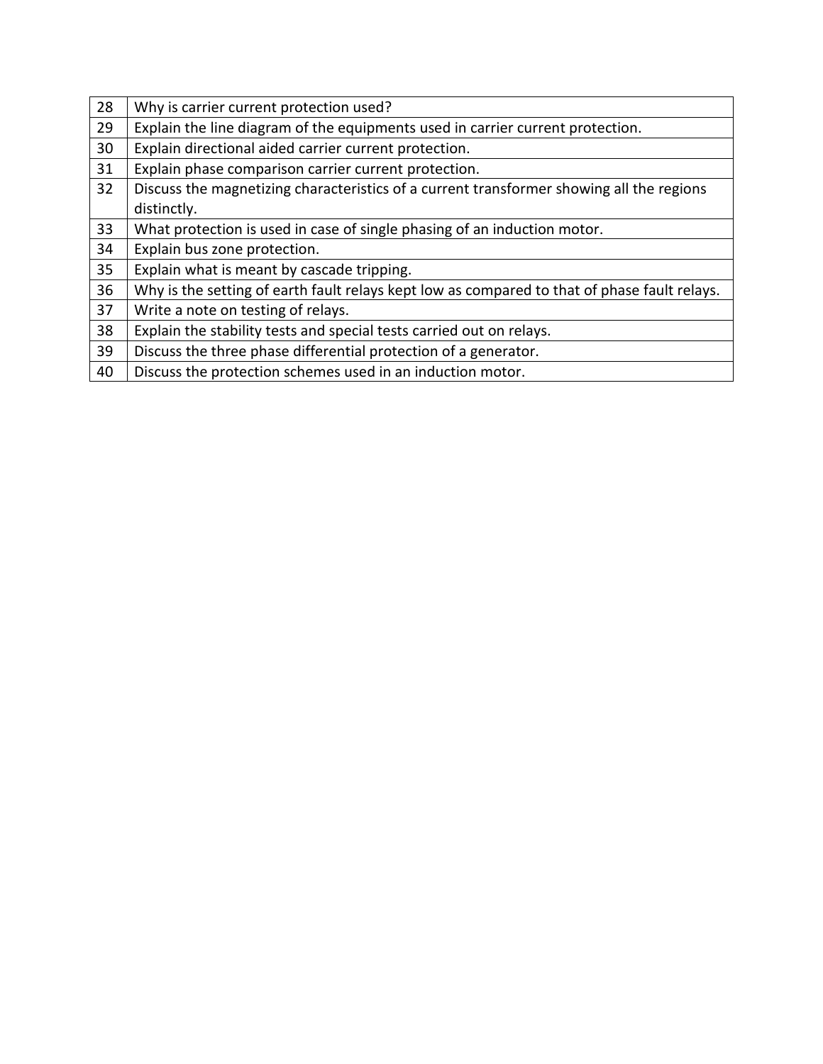| | |
|---|---|
| 28 | Why is carrier current protection used? |
| 29 | Explain the line diagram of the equipments used in carrier current protection. |
| 30 | Explain directional aided carrier current protection. |
| 31 | Explain phase comparison carrier current protection. |
| 32 | Discuss the magnetizing characteristics of a current transformer showing all the regions distinctly. |
| 33 | What protection is used in case of single phasing of an induction motor. |
| 34 | Explain bus zone protection. |
| 35 | Explain what is meant by cascade tripping. |
| 36 | Why is the setting of earth fault relays kept low as compared to that of phase fault relays. |
| 37 | Write a note on testing of relays. |
| 38 | Explain the stability tests and special tests carried out on relays. |
| 39 | Discuss the three phase differential protection of a generator. |
| 40 | Discuss the protection schemes used in an induction motor. |